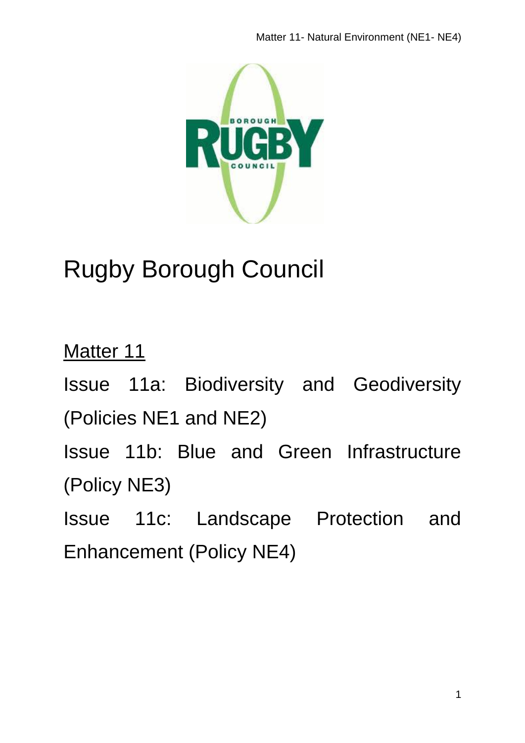# Rugby Borough Council

## Matter 11

Issue 11a: Biodiversity and Geodiversity (Policies NE1 and NE2)

Issue 11b: Blue and Green Infrastructure (Policy NE3)

Issue 11c: Landscape Protection and Enhancement (Policy NE4)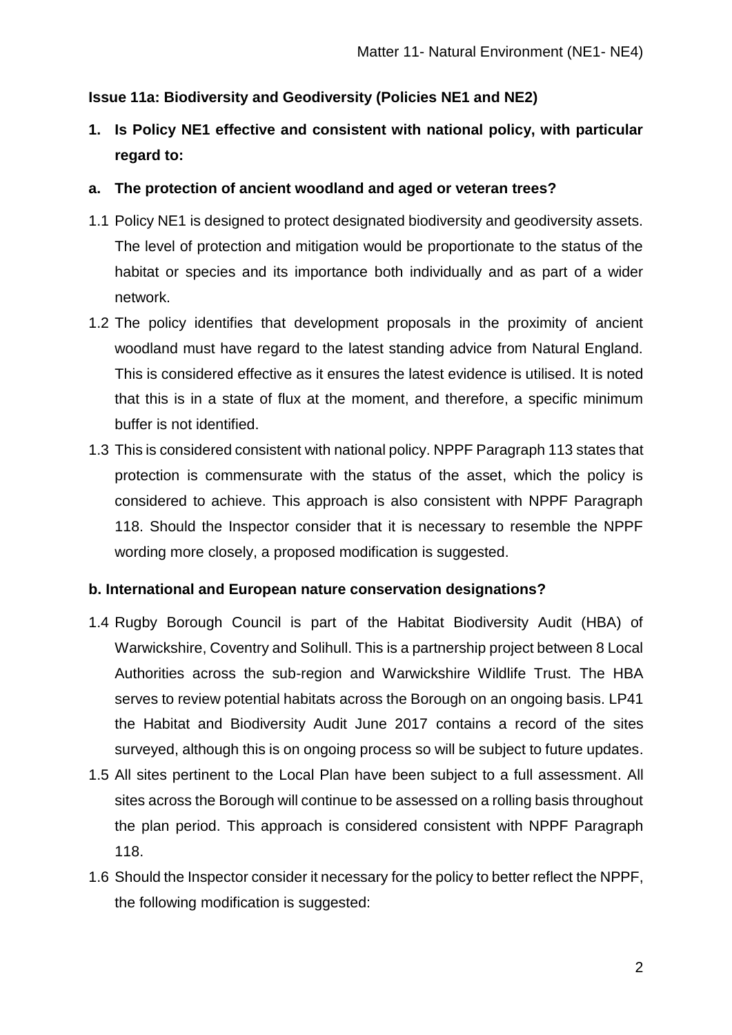## Issue 11a: Biodiversity and Geodiversity (Policies NE1 and NE2)

**1. Is Policy NE1 effective and consistent with national policy, with particular regard to:**

**a. The protection of ancient woodland and aged or veteran trees?**

1.1 Policy NE1 is designed to protect designated biodiversity and geodiversity assets. The level of protection and mitigation would be proportionate to the status of the habitat or species and its importance both individually and as part of a wider network.

1.2 The policy identifies that development proposals in the proximity of ancient woodland must have regard to the latest standing advice from Natural England. This is considered effective as it ensures the latest evidence is utilised. It is noted that this is in a state of flux at the moment, and therefore, a specific minimum buffer is not identified.

1.3 This is considered consistent with national policy. NPPF Paragraph 113 states that protection is commensurate with the status of the asset, which the policy is considered to achieve. This approach is also consistent with NPPF Paragraph 118. Should the Inspector consider that it is necessary to resemble the NPPF wording more closely, a proposed modification is suggested.

**b. International and European nature conservation designations?**

1.4 Rugby Borough Council is part of the Habitat Biodiversity Audit (HBA) of Warwickshire, Coventry and Solihull. This is a partnership project between 8 Local Authorities across the sub-region and Warwickshire Wildlife Trust. The HBA serves to review potential habitats across the Borough on an ongoing basis. LP41 the Habitat and Biodiversity Audit June 2017 contains a record of the sites surveyed, although this is on ongoing process so will be subject to future updates.

1.5 All sites pertinent to the Local Plan have been subject to a full assessment. All sites across the Borough will continue to be assessed on a rolling basis throughout the plan period. This approach is considered consistent with NPPF Paragraph 118.

1.6 Should the Inspector consider it necessary for the policy to better reflect the NPPF, the following modification is suggested: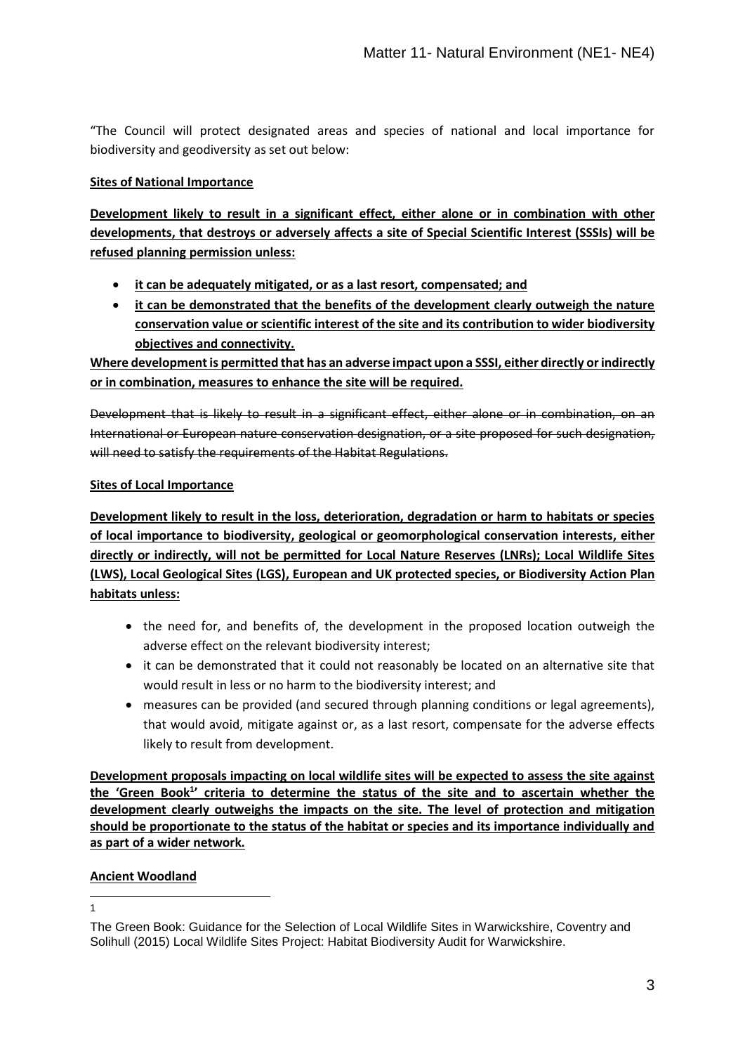"The Council will protect designated areas and species of national and local importance for biodiversity and geodiversity as set out below:

**Sites of National Importance**

**Development likely to result in a significant effect, either alone or in combination with other developments, that destroys or adversely affects a site of Special Scientific Interest (SSSIs) will be refused planning permission unless:**

- **it can be adequately mitigated, or as a last resort, compensated; and**
- **it can be demonstrated that the benefits of the development clearly outweigh the nature conservation value or scientific interest of the site and its contribution to wider biodiversity objectives and connectivity.**

**Where development is permitted that has an adverse impact upon a SSSI, either directly or indirectly or in combination, measures to enhance the site will be required.**

~~Development that is likely to result in a significant effect, either alone or in combination, on an International or European nature conservation designation, or a site proposed for such designation, will need to satisfy the requirements of the Habitat Regulations.~~

**Sites of Local Importance**

**Development likely to result in the loss, deterioration, degradation or harm to habitats or species of local importance to biodiversity, geological or geomorphological conservation interests, either directly or indirectly, will not be permitted for Local Nature Reserves (LNRs); Local Wildlife Sites (LWS), Local Geological Sites (LGS), European and UK protected species, or Biodiversity Action Plan habitats unless:**

- the need for, and benefits of, the development in the proposed location outweigh the adverse effect on the relevant biodiversity interest;
- it can be demonstrated that it could not reasonably be located on an alternative site that would result in less or no harm to the biodiversity interest; and
- measures can be provided (and secured through planning conditions or legal agreements), that would avoid, mitigate against or, as a last resort, compensate for the adverse effects likely to result from development.

**Development proposals impacting on local wildlife sites will be expected to assess the site against the 'Green Book[1]' criteria to determine the status of the site and to ascertain whether the development clearly outweighs the impacts on the site. The level of protection and mitigation should be proportionate to the status of the habitat or species and its importance individually and as part of a wider network.**

**Ancient Woodland**

---

[1] The Green Book: Guidance for the Selection of Local Wildlife Sites in Warwickshire, Coventry and Solihull (2015) Local Wildlife Sites Project: Habitat Biodiversity Audit for Warwickshire.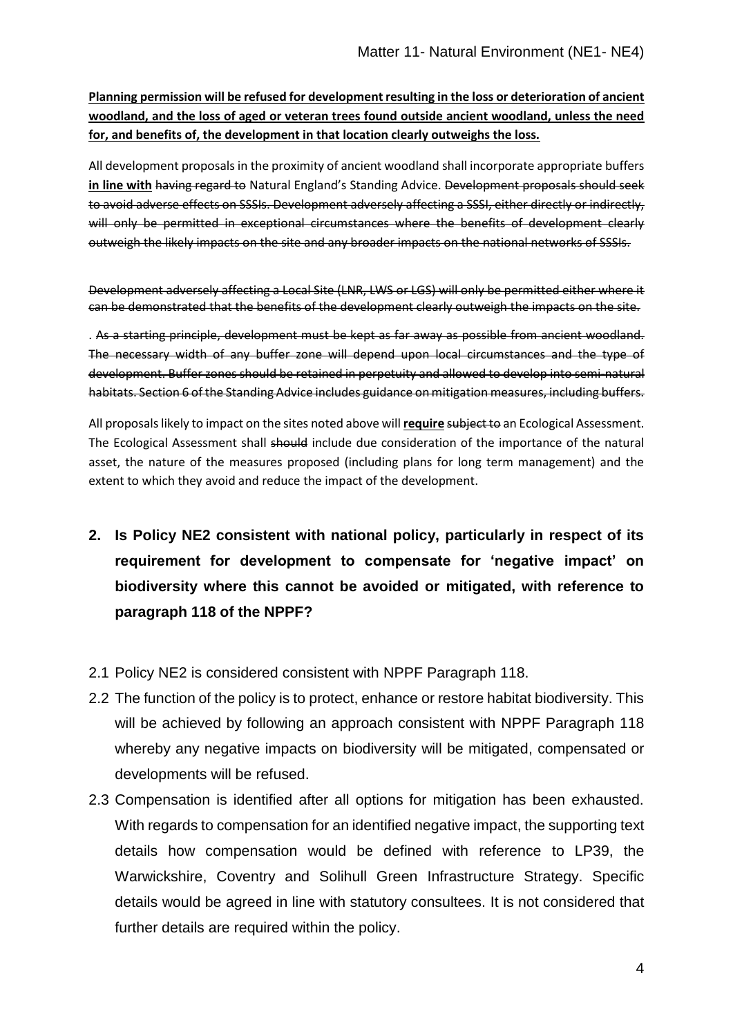**Planning permission will be refused for development resulting in the loss or deterioration of ancient woodland, and the loss of aged or veteran trees found outside ancient woodland, unless the need for, and benefits of, the development in that location clearly outweighs the loss.**

All development proposals in the proximity of ancient woodland shall incorporate appropriate buffers **in line with** ~~having regard to~~ Natural England's Standing Advice. ~~Development proposals should seek to avoid adverse effects on SSSIs. Development adversely affecting a SSSI, either directly or indirectly, will only be permitted in exceptional circumstances where the benefits of development clearly outweigh the likely impacts on the site and any broader impacts on the national networks of SSSIs.~~

~~Development adversely affecting a Local Site (LNR, LWS or LGS) will only be permitted either where it can be demonstrated that the benefits of the development clearly outweigh the impacts on the site.~~

. ~~As a starting principle, development must be kept as far away as possible from ancient woodland. The necessary width of any buffer zone will depend upon local circumstances and the type of development. Buffer zones should be retained in perpetuity and allowed to develop into semi-natural habitats. Section 6 of the Standing Advice includes guidance on mitigation measures, including buffers.~~

All proposals likely to impact on the sites noted above will **require** ~~subject to~~ an Ecological Assessment. The Ecological Assessment shall ~~should~~ include due consideration of the importance of the natural asset, the nature of the measures proposed (including plans for long term management) and the extent to which they avoid and reduce the impact of the development.

## 2. Is Policy NE2 consistent with national policy, particularly in respect of its requirement for development to compensate for 'negative impact' on biodiversity where this cannot be avoided or mitigated, with reference to paragraph 118 of the NPPF?

2.1 Policy NE2 is considered consistent with NPPF Paragraph 118.

2.2 The function of the policy is to protect, enhance or restore habitat biodiversity. This will be achieved by following an approach consistent with NPPF Paragraph 118 whereby any negative impacts on biodiversity will be mitigated, compensated or developments will be refused.

2.3 Compensation is identified after all options for mitigation has been exhausted. With regards to compensation for an identified negative impact, the supporting text details how compensation would be defined with reference to LP39, the Warwickshire, Coventry and Solihull Green Infrastructure Strategy. Specific details would be agreed in line with statutory consultees. It is not considered that further details are required within the policy.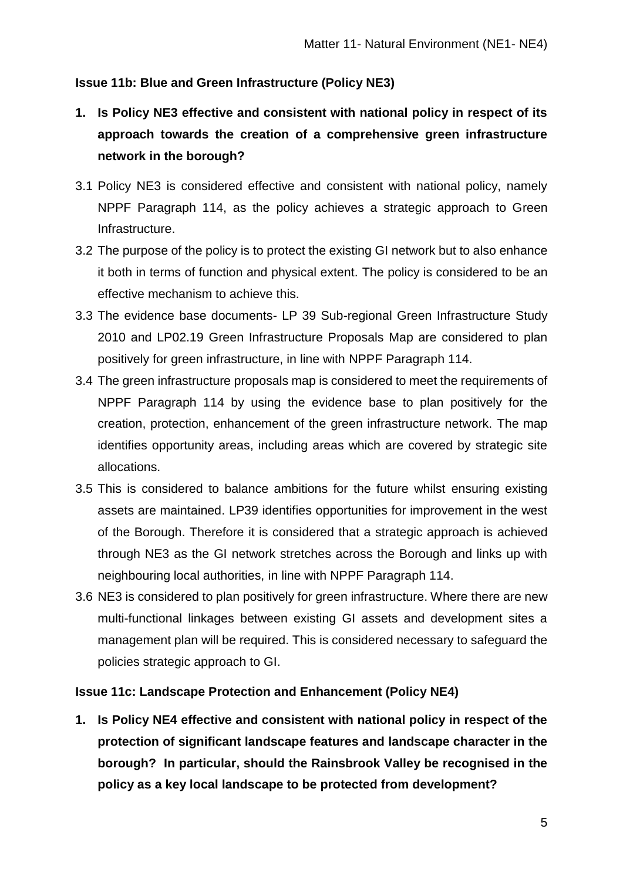**Issue 11b: Blue and Green Infrastructure (Policy NE3)**

**1. Is Policy NE3 effective and consistent with national policy in respect of its approach towards the creation of a comprehensive green infrastructure network in the borough?**

3.1 Policy NE3 is considered effective and consistent with national policy, namely NPPF Paragraph 114, as the policy achieves a strategic approach to Green Infrastructure.

3.2 The purpose of the policy is to protect the existing GI network but to also enhance it both in terms of function and physical extent. The policy is considered to be an effective mechanism to achieve this.

3.3 The evidence base documents- LP 39 Sub-regional Green Infrastructure Study 2010 and LP02.19 Green Infrastructure Proposals Map are considered to plan positively for green infrastructure, in line with NPPF Paragraph 114.

3.4 The green infrastructure proposals map is considered to meet the requirements of NPPF Paragraph 114 by using the evidence base to plan positively for the creation, protection, enhancement of the green infrastructure network. The map identifies opportunity areas, including areas which are covered by strategic site allocations.

3.5 This is considered to balance ambitions for the future whilst ensuring existing assets are maintained. LP39 identifies opportunities for improvement in the west of the Borough. Therefore it is considered that a strategic approach is achieved through NE3 as the GI network stretches across the Borough and links up with neighbouring local authorities, in line with NPPF Paragraph 114.

3.6 NE3 is considered to plan positively for green infrastructure. Where there are new multi-functional linkages between existing GI assets and development sites a management plan will be required. This is considered necessary to safeguard the policies strategic approach to GI.

**Issue 11c: Landscape Protection and Enhancement (Policy NE4)**

**1. Is Policy NE4 effective and consistent with national policy in respect of the protection of significant landscape features and landscape character in the borough? In particular, should the Rainsbrook Valley be recognised in the policy as a key local landscape to be protected from development?**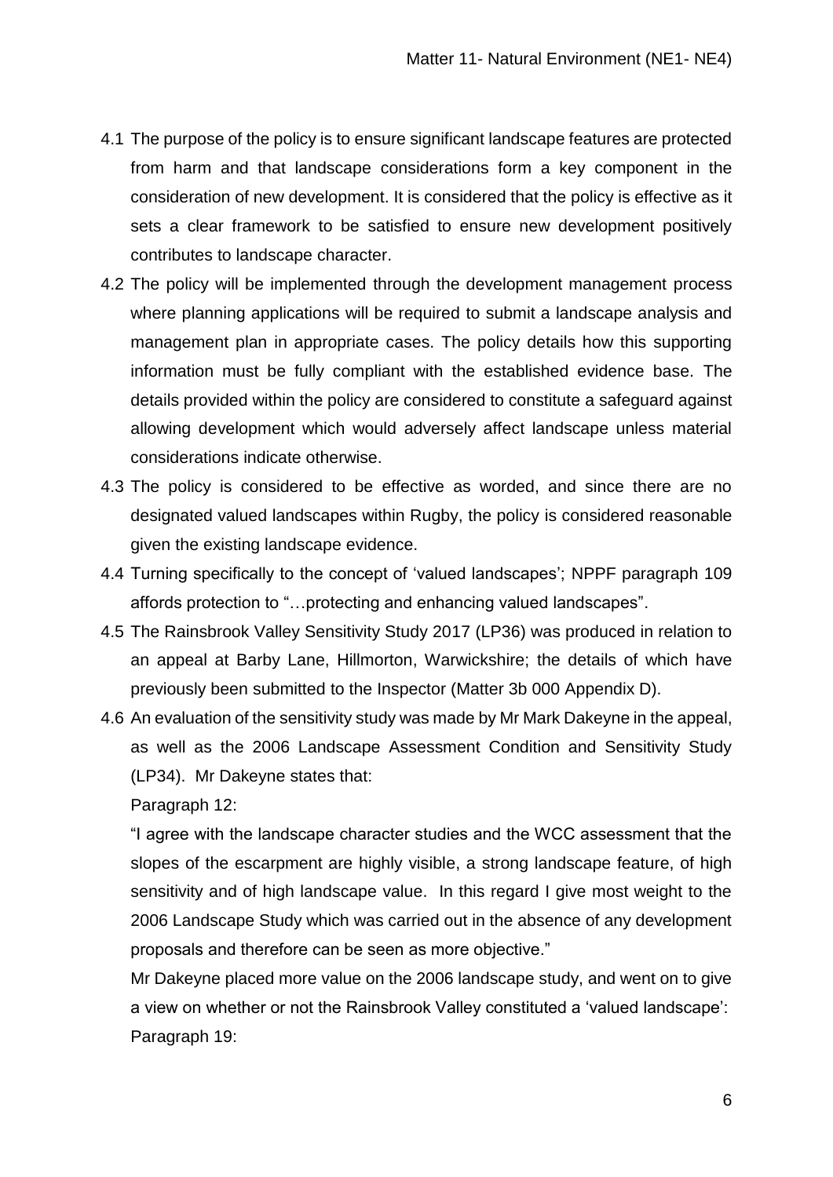4.1 The purpose of the policy is to ensure significant landscape features are protected from harm and that landscape considerations form a key component in the consideration of new development. It is considered that the policy is effective as it sets a clear framework to be satisfied to ensure new development positively contributes to landscape character.

4.2 The policy will be implemented through the development management process where planning applications will be required to submit a landscape analysis and management plan in appropriate cases. The policy details how this supporting information must be fully compliant with the established evidence base. The details provided within the policy are considered to constitute a safeguard against allowing development which would adversely affect landscape unless material considerations indicate otherwise.

4.3 The policy is considered to be effective as worded, and since there are no designated valued landscapes within Rugby, the policy is considered reasonable given the existing landscape evidence.

4.4 Turning specifically to the concept of 'valued landscapes'; NPPF paragraph 109 affords protection to "…protecting and enhancing valued landscapes".

4.5 The Rainsbrook Valley Sensitivity Study 2017 (LP36) was produced in relation to an appeal at Barby Lane, Hillmorton, Warwickshire; the details of which have previously been submitted to the Inspector (Matter 3b 000 Appendix D).

4.6 An evaluation of the sensitivity study was made by Mr Mark Dakeyne in the appeal, as well as the 2006 Landscape Assessment Condition and Sensitivity Study (LP34). Mr Dakeyne states that:

Paragraph 12:

"I agree with the landscape character studies and the WCC assessment that the slopes of the escarpment are highly visible, a strong landscape feature, of high sensitivity and of high landscape value. In this regard I give most weight to the 2006 Landscape Study which was carried out in the absence of any development proposals and therefore can be seen as more objective."

Mr Dakeyne placed more value on the 2006 landscape study, and went on to give a view on whether or not the Rainsbrook Valley constituted a 'valued landscape':

Paragraph 19: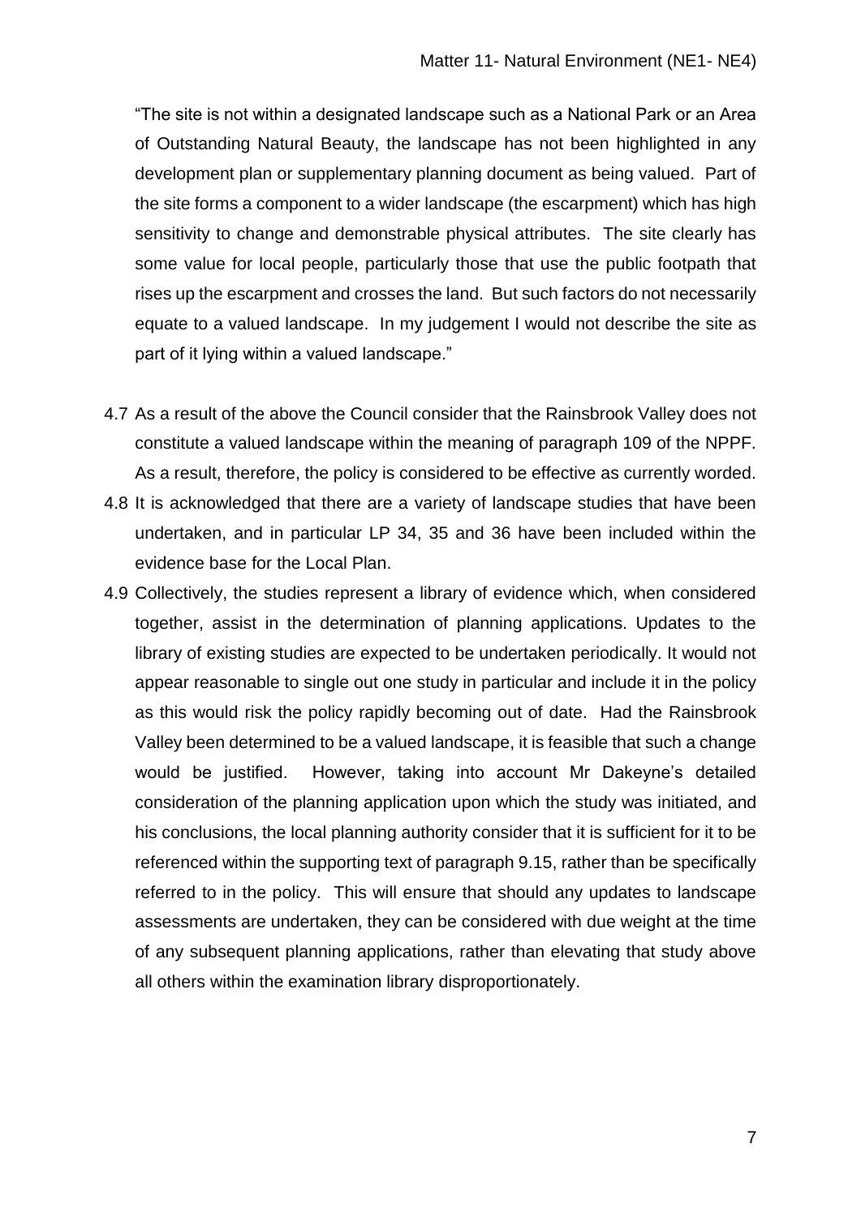"The site is not within a designated landscape such as a National Park or an Area of Outstanding Natural Beauty, the landscape has not been highlighted in any development plan or supplementary planning document as being valued. Part of the site forms a component to a wider landscape (the escarpment) which has high sensitivity to change and demonstrable physical attributes. The site clearly has some value for local people, particularly those that use the public footpath that rises up the escarpment and crosses the land. But such factors do not necessarily equate to a valued landscape. In my judgement I would not describe the site as part of it lying within a valued landscape."

4.7 As a result of the above the Council consider that the Rainsbrook Valley does not constitute a valued landscape within the meaning of paragraph 109 of the NPPF. As a result, therefore, the policy is considered to be effective as currently worded.

4.8 It is acknowledged that there are a variety of landscape studies that have been undertaken, and in particular LP 34, 35 and 36 have been included within the evidence base for the Local Plan.

4.9 Collectively, the studies represent a library of evidence which, when considered together, assist in the determination of planning applications. Updates to the library of existing studies are expected to be undertaken periodically. It would not appear reasonable to single out one study in particular and include it in the policy as this would risk the policy rapidly becoming out of date. Had the Rainsbrook Valley been determined to be a valued landscape, it is feasible that such a change would be justified. However, taking into account Mr Dakeyne's detailed consideration of the planning application upon which the study was initiated, and his conclusions, the local planning authority consider that it is sufficient for it to be referenced within the supporting text of paragraph 9.15, rather than be specifically referred to in the policy. This will ensure that should any updates to landscape assessments are undertaken, they can be considered with due weight at the time of any subsequent planning applications, rather than elevating that study above all others within the examination library disproportionately.